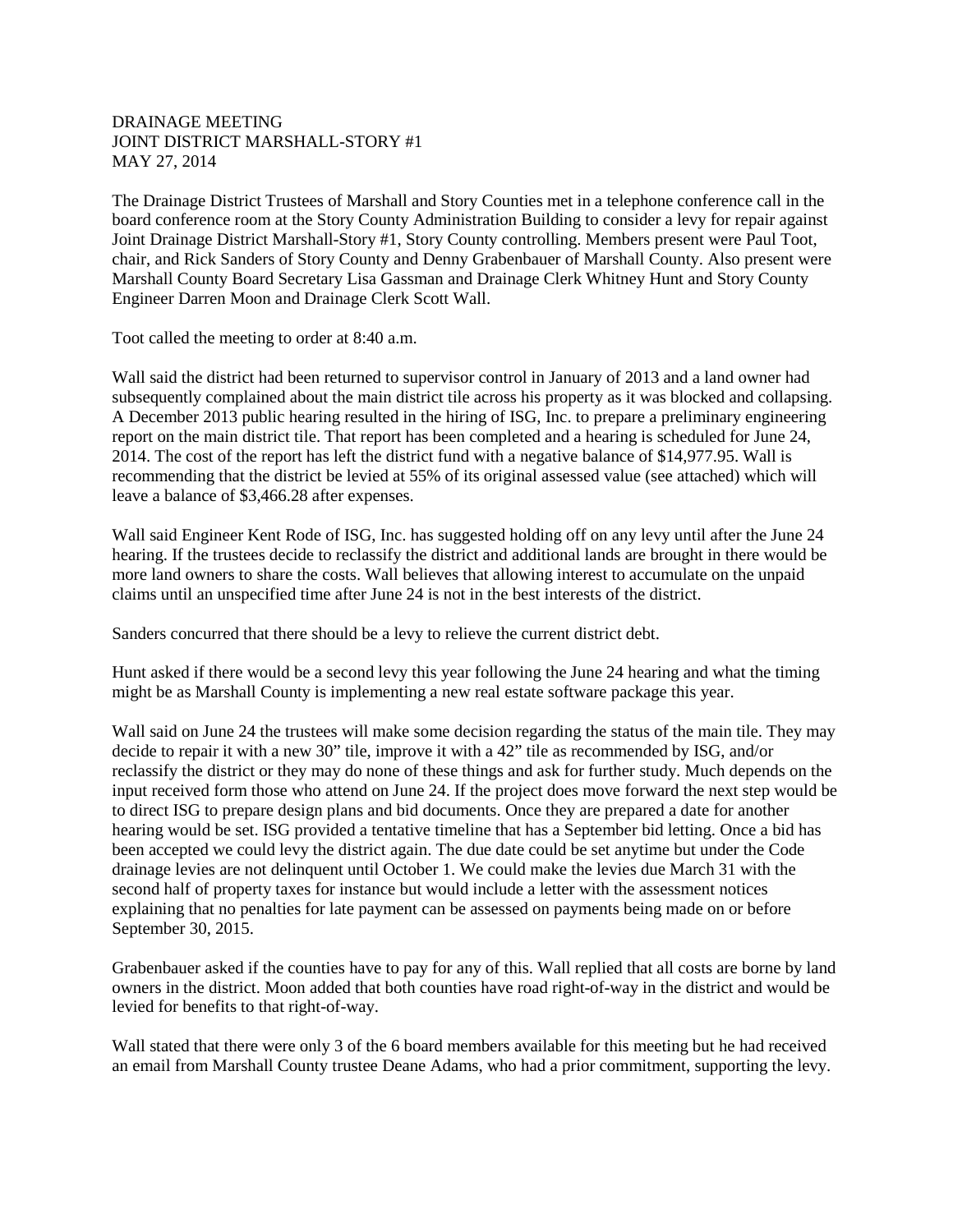DRAINAGE MEETING
JOINT DISTRICT MARSHALL-STORY #1
MAY 27, 2014

The Drainage District Trustees of Marshall and Story Counties met in a telephone conference call in the board conference room at the Story County Administration Building to consider a levy for repair against Joint Drainage District Marshall-Story #1, Story County controlling. Members present were Paul Toot, chair, and Rick Sanders of Story County and Denny Grabenbauer of Marshall County. Also present were Marshall County Board Secretary Lisa Gassman and Drainage Clerk Whitney Hunt and Story County Engineer Darren Moon and Drainage Clerk Scott Wall.

Toot called the meeting to order at 8:40 a.m.

Wall said the district had been returned to supervisor control in January of 2013 and a land owner had subsequently complained about the main district tile across his property as it was blocked and collapsing. A December 2013 public hearing resulted in the hiring of ISG, Inc. to prepare a preliminary engineering report on the main district tile. That report has been completed and a hearing is scheduled for June 24, 2014. The cost of the report has left the district fund with a negative balance of $14,977.95. Wall is recommending that the district be levied at 55% of its original assessed value (see attached) which will leave a balance of $3,466.28 after expenses.

Wall said Engineer Kent Rode of ISG, Inc. has suggested holding off on any levy until after the June 24 hearing. If the trustees decide to reclassify the district and additional lands are brought in there would be more land owners to share the costs. Wall believes that allowing interest to accumulate on the unpaid claims until an unspecified time after June 24 is not in the best interests of the district.

Sanders concurred that there should be a levy to relieve the current district debt.

Hunt asked if there would be a second levy this year following the June 24 hearing and what the timing might be as Marshall County is implementing a new real estate software package this year.

Wall said on June 24 the trustees will make some decision regarding the status of the main tile. They may decide to repair it with a new 30" tile, improve it with a 42" tile as recommended by ISG, and/or reclassify the district or they may do none of these things and ask for further study. Much depends on the input received form those who attend on June 24. If the project does move forward the next step would be to direct ISG to prepare design plans and bid documents. Once they are prepared a date for another hearing would be set. ISG provided a tentative timeline that has a September bid letting. Once a bid has been accepted we could levy the district again. The due date could be set anytime but under the Code drainage levies are not delinquent until October 1. We could make the levies due March 31 with the second half of property taxes for instance but would include a letter with the assessment notices explaining that no penalties for late payment can be assessed on payments being made on or before September 30, 2015.

Grabenbauer asked if the counties have to pay for any of this. Wall replied that all costs are borne by land owners in the district. Moon added that both counties have road right-of-way in the district and would be levied for benefits to that right-of-way.

Wall stated that there were only 3 of the 6 board members available for this meeting but he had received an email from Marshall County trustee Deane Adams, who had a prior commitment, supporting the levy.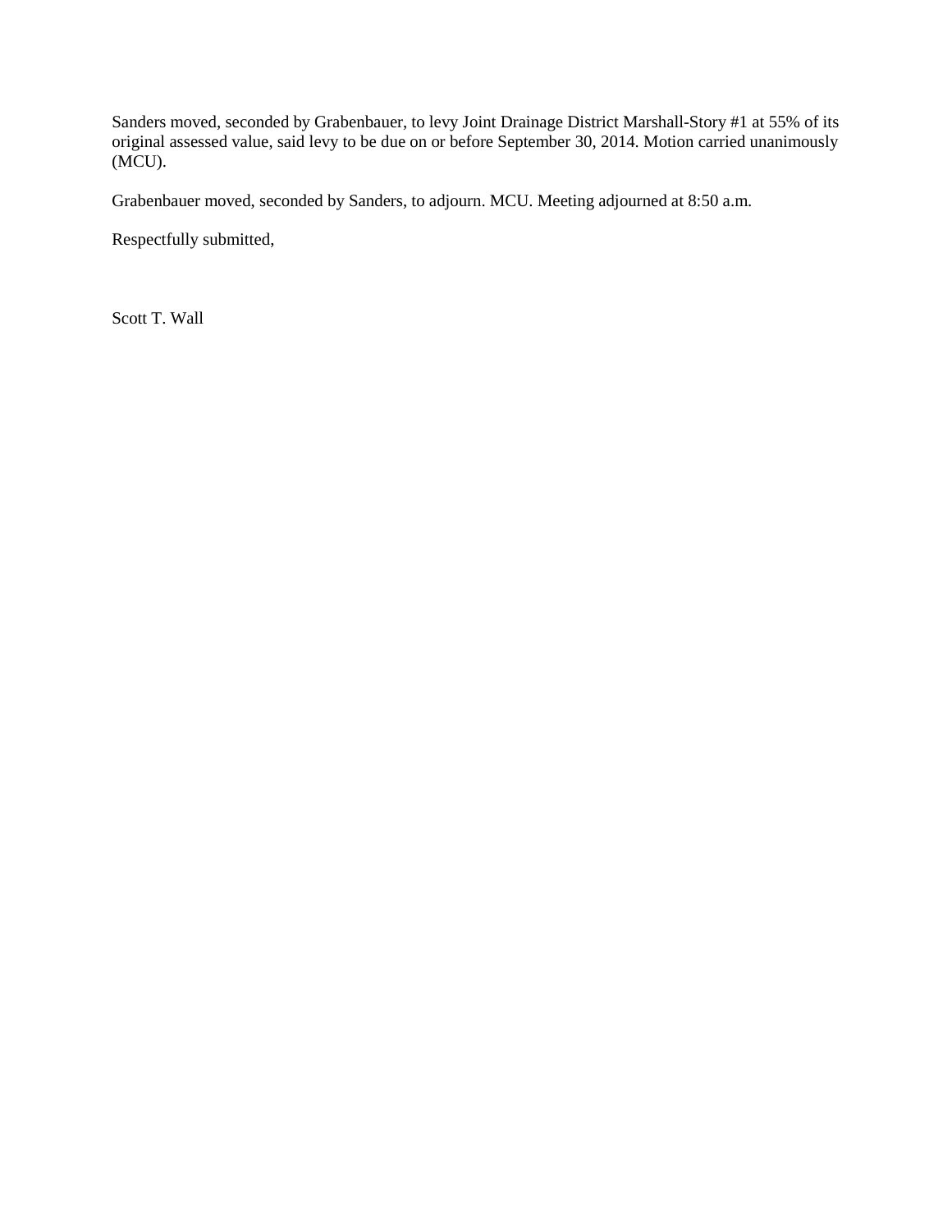Sanders moved, seconded by Grabenbauer, to levy Joint Drainage District Marshall-Story #1 at 55% of its original assessed value, said levy to be due on or before September 30, 2014. Motion carried unanimously (MCU).

Grabenbauer moved, seconded by Sanders, to adjourn. MCU. Meeting adjourned at 8:50 a.m.

Respectfully submitted,

Scott T. Wall